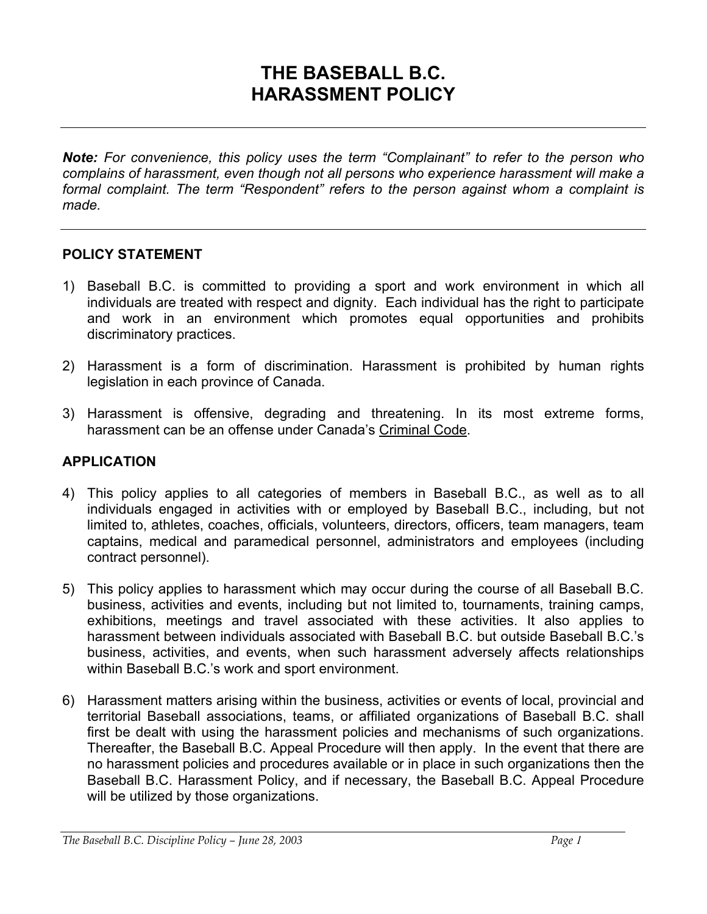# THE BASEBALL B.C. HARASSMENT POLICY

***Note:** For convenience, this policy uses the term "Complainant" to refer to the person who complains of harassment, even though not all persons who experience harassment will make a formal complaint. The term "Respondent" refers to the person against whom a complaint is made.*

## POLICY STATEMENT

1) Baseball B.C. is committed to providing a sport and work environment in which all individuals are treated with respect and dignity. Each individual has the right to participate and work in an environment which promotes equal opportunities and prohibits discriminatory practices.

2) Harassment is a form of discrimination. Harassment is prohibited by human rights legislation in each province of Canada.

3) Harassment is offensive, degrading and threatening. In its most extreme forms, harassment can be an offense under Canada's Criminal Code.

## APPLICATION

4) This policy applies to all categories of members in Baseball B.C., as well as to all individuals engaged in activities with or employed by Baseball B.C., including, but not limited to, athletes, coaches, officials, volunteers, directors, officers, team managers, team captains, medical and paramedical personnel, administrators and employees (including contract personnel).

5) This policy applies to harassment which may occur during the course of all Baseball B.C. business, activities and events, including but not limited to, tournaments, training camps, exhibitions, meetings and travel associated with these activities. It also applies to harassment between individuals associated with Baseball B.C. but outside Baseball B.C.'s business, activities, and events, when such harassment adversely affects relationships within Baseball B.C.'s work and sport environment.

6) Harassment matters arising within the business, activities or events of local, provincial and territorial Baseball associations, teams, or affiliated organizations of Baseball B.C. shall first be dealt with using the harassment policies and mechanisms of such organizations. Thereafter, the Baseball B.C. Appeal Procedure will then apply. In the event that there are no harassment policies and procedures available or in place in such organizations then the Baseball B.C. Harassment Policy, and if necessary, the Baseball B.C. Appeal Procedure will be utilized by those organizations.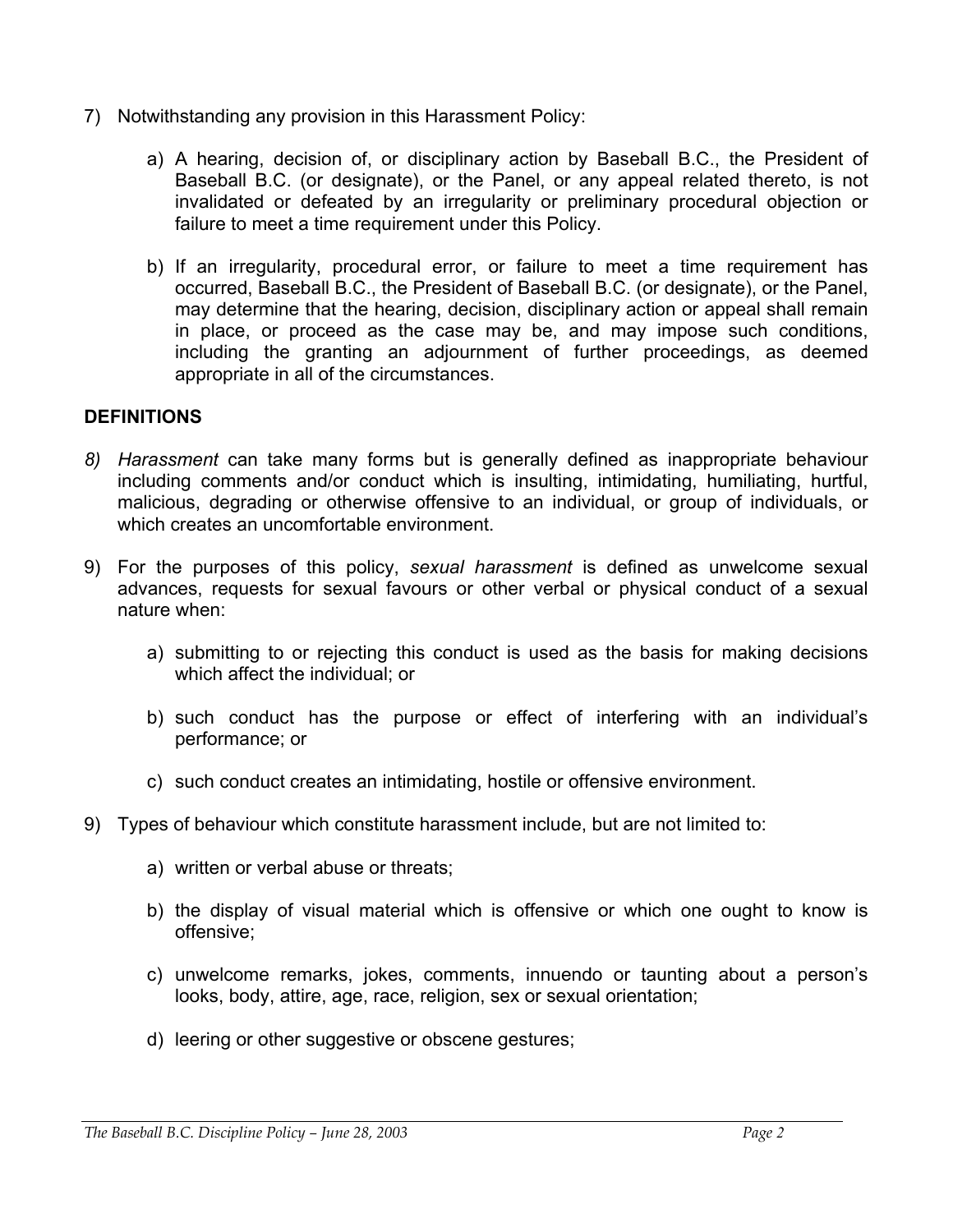7) Notwithstanding any provision in this Harassment Policy:

   a) A hearing, decision of, or disciplinary action by Baseball B.C., the President of Baseball B.C. (or designate), or the Panel, or any appeal related thereto, is not invalidated or defeated by an irregularity or preliminary procedural objection or failure to meet a time requirement under this Policy.

   b) If an irregularity, procedural error, or failure to meet a time requirement has occurred, Baseball B.C., the President of Baseball B.C. (or designate), or the Panel, may determine that the hearing, decision, disciplinary action or appeal shall remain in place, or proceed as the case may be, and may impose such conditions, including the granting an adjournment of further proceedings, as deemed appropriate in all of the circumstances.

**DEFINITIONS**

*8) Harassment* can take many forms but is generally defined as inappropriate behaviour including comments and/or conduct which is insulting, intimidating, humiliating, hurtful, malicious, degrading or otherwise offensive to an individual, or group of individuals, or which creates an uncomfortable environment.

9) For the purposes of this policy, *sexual harassment* is defined as unwelcome sexual advances, requests for sexual favours or other verbal or physical conduct of a sexual nature when:

   a) submitting to or rejecting this conduct is used as the basis for making decisions which affect the individual; or

   b) such conduct has the purpose or effect of interfering with an individual's performance; or

   c) such conduct creates an intimidating, hostile or offensive environment.

9) Types of behaviour which constitute harassment include, but are not limited to:

   a) written or verbal abuse or threats;

   b) the display of visual material which is offensive or which one ought to know is offensive;

   c) unwelcome remarks, jokes, comments, innuendo or taunting about a person's looks, body, attire, age, race, religion, sex or sexual orientation;

   d) leering or other suggestive or obscene gestures;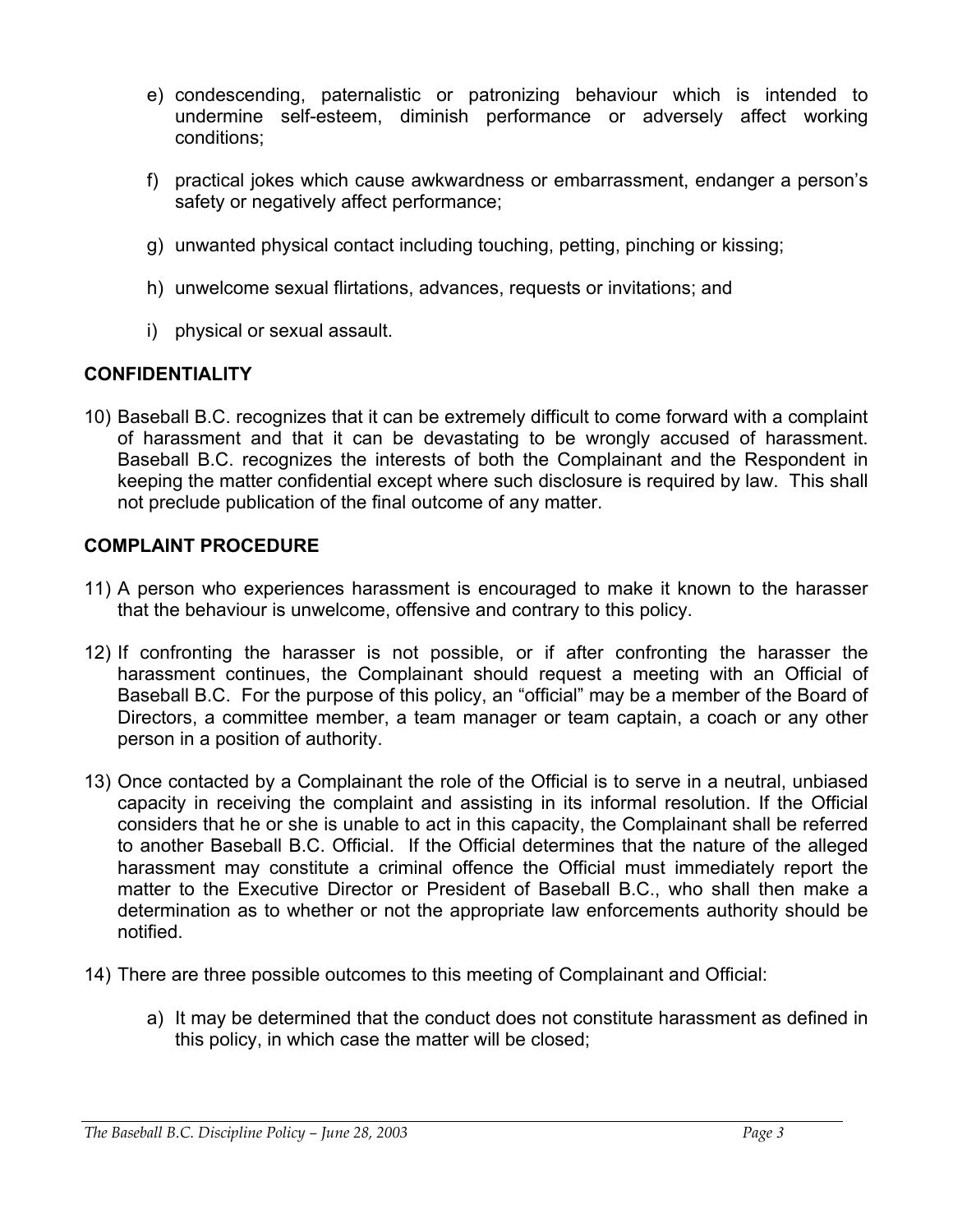e) condescending, paternalistic or patronizing behaviour which is intended to undermine self-esteem, diminish performance or adversely affect working conditions;

f) practical jokes which cause awkwardness or embarrassment, endanger a person's safety or negatively affect performance;

g) unwanted physical contact including touching, petting, pinching or kissing;

h) unwelcome sexual flirtations, advances, requests or invitations; and

i) physical or sexual assault.

## CONFIDENTIALITY

10) Baseball B.C. recognizes that it can be extremely difficult to come forward with a complaint of harassment and that it can be devastating to be wrongly accused of harassment. Baseball B.C. recognizes the interests of both the Complainant and the Respondent in keeping the matter confidential except where such disclosure is required by law. This shall not preclude publication of the final outcome of any matter.

## COMPLAINT PROCEDURE

11) A person who experiences harassment is encouraged to make it known to the harasser that the behaviour is unwelcome, offensive and contrary to this policy.

12) If confronting the harasser is not possible, or if after confronting the harasser the harassment continues, the Complainant should request a meeting with an Official of Baseball B.C. For the purpose of this policy, an "official" may be a member of the Board of Directors, a committee member, a team manager or team captain, a coach or any other person in a position of authority.

13) Once contacted by a Complainant the role of the Official is to serve in a neutral, unbiased capacity in receiving the complaint and assisting in its informal resolution. If the Official considers that he or she is unable to act in this capacity, the Complainant shall be referred to another Baseball B.C. Official. If the Official determines that the nature of the alleged harassment may constitute a criminal offence the Official must immediately report the matter to the Executive Director or President of Baseball B.C., who shall then make a determination as to whether or not the appropriate law enforcements authority should be notified.

14) There are three possible outcomes to this meeting of Complainant and Official:

a) It may be determined that the conduct does not constitute harassment as defined in this policy, in which case the matter will be closed;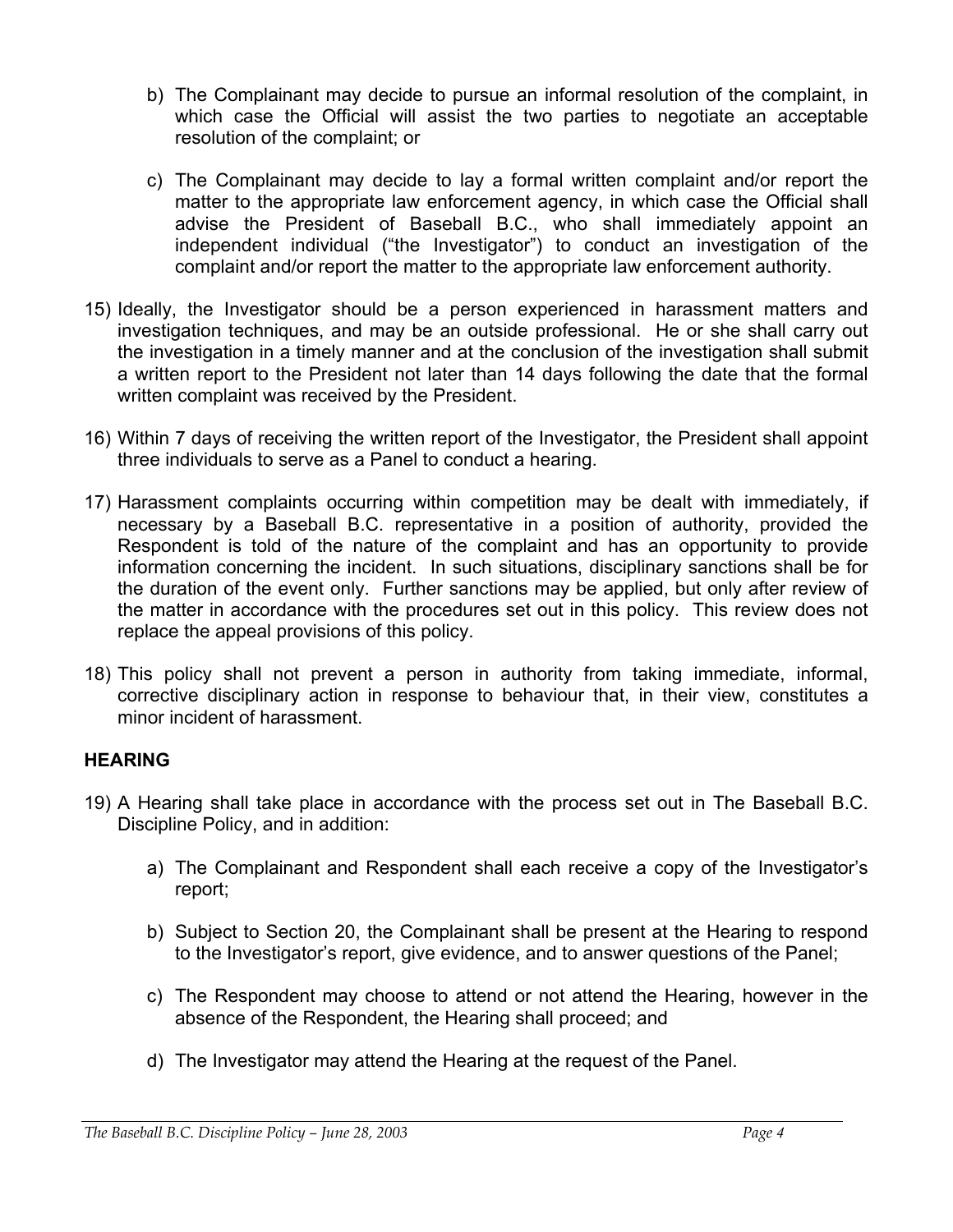b) The Complainant may decide to pursue an informal resolution of the complaint, in which case the Official will assist the two parties to negotiate an acceptable resolution of the complaint; or

c) The Complainant may decide to lay a formal written complaint and/or report the matter to the appropriate law enforcement agency, in which case the Official shall advise the President of Baseball B.C., who shall immediately appoint an independent individual ("the Investigator") to conduct an investigation of the complaint and/or report the matter to the appropriate law enforcement authority.

15) Ideally, the Investigator should be a person experienced in harassment matters and investigation techniques, and may be an outside professional. He or she shall carry out the investigation in a timely manner and at the conclusion of the investigation shall submit a written report to the President not later than 14 days following the date that the formal written complaint was received by the President.

16) Within 7 days of receiving the written report of the Investigator, the President shall appoint three individuals to serve as a Panel to conduct a hearing.

17) Harassment complaints occurring within competition may be dealt with immediately, if necessary by a Baseball B.C. representative in a position of authority, provided the Respondent is told of the nature of the complaint and has an opportunity to provide information concerning the incident. In such situations, disciplinary sanctions shall be for the duration of the event only. Further sanctions may be applied, but only after review of the matter in accordance with the procedures set out in this policy. This review does not replace the appeal provisions of this policy.

18) This policy shall not prevent a person in authority from taking immediate, informal, corrective disciplinary action in response to behaviour that, in their view, constitutes a minor incident of harassment.

## HEARING

19) A Hearing shall take place in accordance with the process set out in The Baseball B.C. Discipline Policy, and in addition:

    a) The Complainant and Respondent shall each receive a copy of the Investigator's report;

    b) Subject to Section 20, the Complainant shall be present at the Hearing to respond to the Investigator's report, give evidence, and to answer questions of the Panel;

    c) The Respondent may choose to attend or not attend the Hearing, however in the absence of the Respondent, the Hearing shall proceed; and

    d) The Investigator may attend the Hearing at the request of the Panel.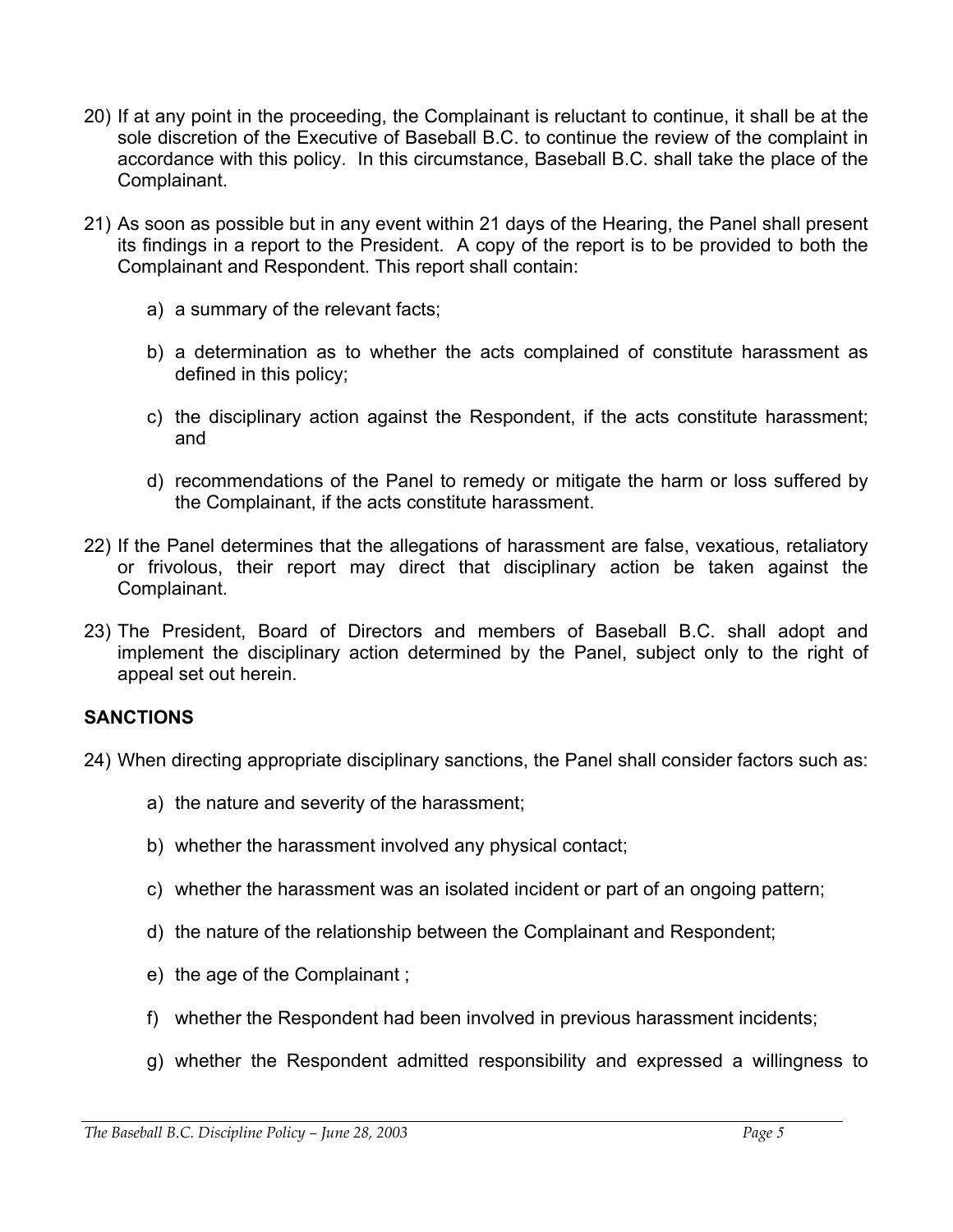20) If at any point in the proceeding, the Complainant is reluctant to continue, it shall be at the sole discretion of the Executive of Baseball B.C. to continue the review of the complaint in accordance with this policy. In this circumstance, Baseball B.C. shall take the place of the Complainant.

21) As soon as possible but in any event within 21 days of the Hearing, the Panel shall present its findings in a report to the President. A copy of the report is to be provided to both the Complainant and Respondent. This report shall contain:

    a) a summary of the relevant facts;

    b) a determination as to whether the acts complained of constitute harassment as defined in this policy;

    c) the disciplinary action against the Respondent, if the acts constitute harassment; and

    d) recommendations of the Panel to remedy or mitigate the harm or loss suffered by the Complainant, if the acts constitute harassment.

22) If the Panel determines that the allegations of harassment are false, vexatious, retaliatory or frivolous, their report may direct that disciplinary action be taken against the Complainant.

23) The President, Board of Directors and members of Baseball B.C. shall adopt and implement the disciplinary action determined by the Panel, subject only to the right of appeal set out herein.

**SANCTIONS**

24) When directing appropriate disciplinary sanctions, the Panel shall consider factors such as:

    a) the nature and severity of the harassment;

    b) whether the harassment involved any physical contact;

    c) whether the harassment was an isolated incident or part of an ongoing pattern;

    d) the nature of the relationship between the Complainant and Respondent;

    e) the age of the Complainant ;

    f) whether the Respondent had been involved in previous harassment incidents;

    g) whether the Respondent admitted responsibility and expressed a willingness to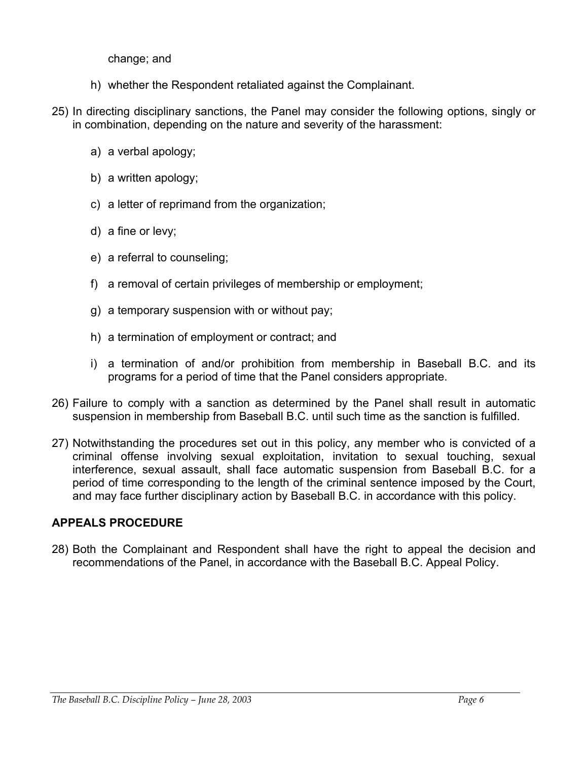change; and

h) whether the Respondent retaliated against the Complainant.

25) In directing disciplinary sanctions, the Panel may consider the following options, singly or in combination, depending on the nature and severity of the harassment:

   a) a verbal apology;

   b) a written apology;

   c) a letter of reprimand from the organization;

   d) a fine or levy;

   e) a referral to counseling;

   f) a removal of certain privileges of membership or employment;

   g) a temporary suspension with or without pay;

   h) a termination of employment or contract; and

   i) a termination of and/or prohibition from membership in Baseball B.C. and its programs for a period of time that the Panel considers appropriate.

26) Failure to comply with a sanction as determined by the Panel shall result in automatic suspension in membership from Baseball B.C. until such time as the sanction is fulfilled.

27) Notwithstanding the procedures set out in this policy, any member who is convicted of a criminal offense involving sexual exploitation, invitation to sexual touching, sexual interference, sexual assault, shall face automatic suspension from Baseball B.C. for a period of time corresponding to the length of the criminal sentence imposed by the Court, and may face further disciplinary action by Baseball B.C. in accordance with this policy.

## APPEALS PROCEDURE

28) Both the Complainant and Respondent shall have the right to appeal the decision and recommendations of the Panel, in accordance with the Baseball B.C. Appeal Policy.